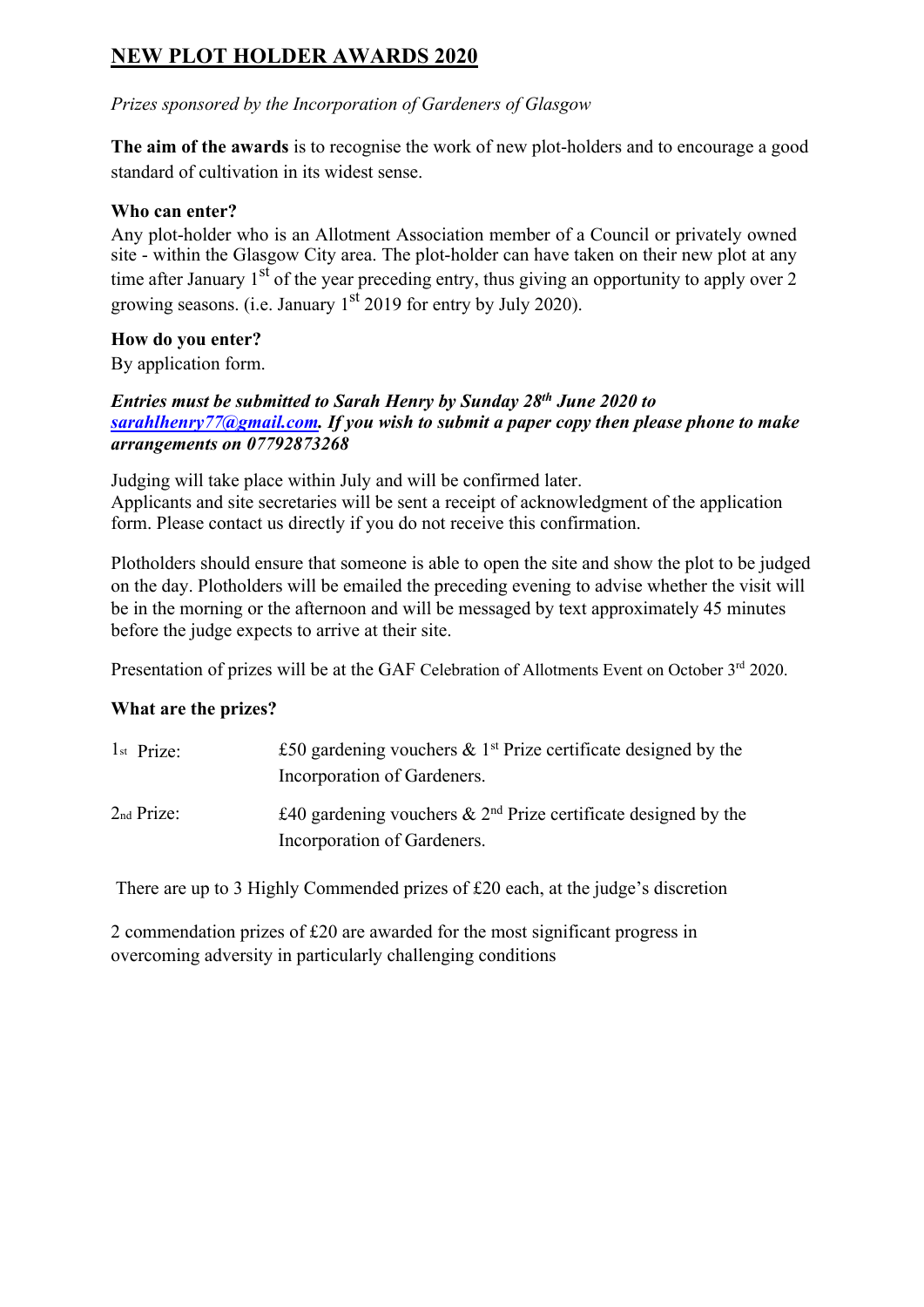# NEW PLOT HOLDER AWARDS 2020

*Prizes sponsored by the Incorporation of Gardeners of Glasgow*

**The aim of the awards** is to recognise the work of new plot-holders and to encourage a good standard of cultivation in its widest sense.

**Who can enter?**
Any plot-holder who is an Allotment Association member of a Council or privately owned site - within the Glasgow City area. The plot-holder can have taken on their new plot at any time after January 1st of the year preceding entry, thus giving an opportunity to apply over 2 growing seasons. (i.e. January 1st 2019 for entry by July 2020).

**How do you enter?**
By application form.

***Entries must be submitted to Sarah Henry by Sunday 28th June 2020 to sarahlhenry77@gmail.com. If you wish to submit a paper copy then please phone to make arrangements on 07792873268***

Judging will take place within July and will be confirmed later.
Applicants and site secretaries will be sent a receipt of acknowledgment of the application form. Please contact us directly if you do not receive this confirmation.

Plotholders should ensure that someone is able to open the site and show the plot to be judged on the day. Plotholders will be emailed the preceding evening to advise whether the visit will be in the morning or the afternoon and will be messaged by text approximately 45 minutes before the judge expects to arrive at their site.

Presentation of prizes will be at the GAF Celebration of Allotments Event on October 3rd 2020.

**What are the prizes?**

| | |
|---|---|
| 1st Prize: | £50 gardening vouchers & 1st Prize certificate designed by the Incorporation of Gardeners. |
| 2nd Prize: | £40 gardening vouchers & 2nd Prize certificate designed by the Incorporation of Gardeners. |

There are up to 3 Highly Commended prizes of £20 each, at the judge's discretion

2 commendation prizes of £20 are awarded for the most significant progress in overcoming adversity in particularly challenging conditions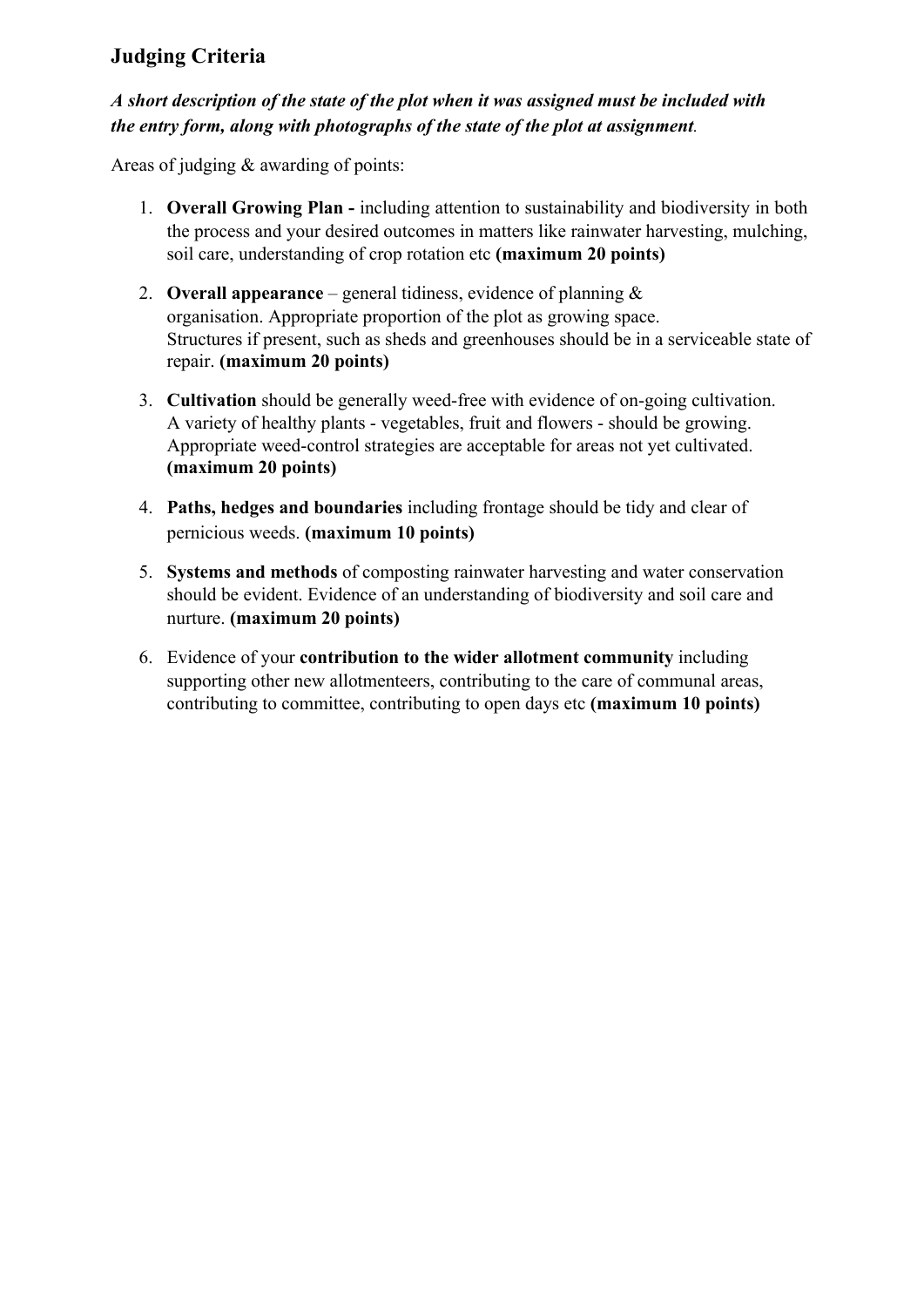## Judging Criteria

***A short description of the state of the plot when it was assigned must be included with the entry form, along with photographs of the state of the plot at assignment***.

Areas of judging & awarding of points:

1. **Overall Growing Plan -** including attention to sustainability and biodiversity in both the process and your desired outcomes in matters like rainwater harvesting, mulching, soil care, understanding of crop rotation etc **(maximum 20 points)**
2. **Overall appearance** – general tidiness, evidence of planning & organisation. Appropriate proportion of the plot as growing space. Structures if present, such as sheds and greenhouses should be in a serviceable state of repair. **(maximum 20 points)**
3. **Cultivation** should be generally weed-free with evidence of on-going cultivation. A variety of healthy plants - vegetables, fruit and flowers - should be growing. Appropriate weed-control strategies are acceptable for areas not yet cultivated. **(maximum 20 points)**
4. **Paths, hedges and boundaries** including frontage should be tidy and clear of pernicious weeds. **(maximum 10 points)**
5. **Systems and methods** of composting rainwater harvesting and water conservation should be evident. Evidence of an understanding of biodiversity and soil care and nurture. **(maximum 20 points)**
6. Evidence of your **contribution to the wider allotment community** including supporting other new allotmenteers, contributing to the care of communal areas, contributing to committee, contributing to open days etc **(maximum 10 points)**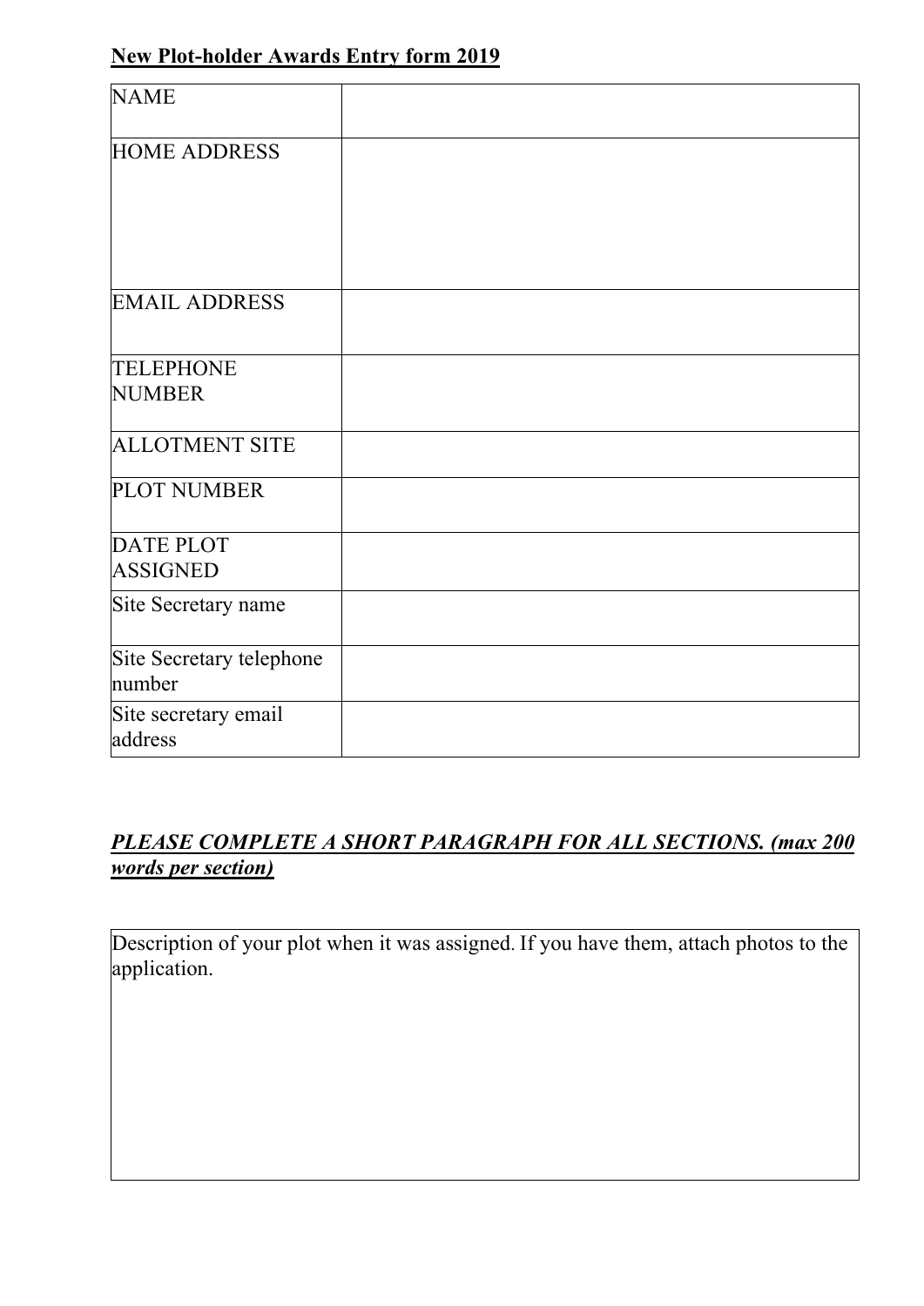**New Plot-holder Awards Entry form 2019**

| NAME | |
|---|---|
| HOME ADDRESS | |
| EMAIL ADDRESS | |
| TELEPHONE NUMBER | |
| ALLOTMENT SITE | |
| PLOT NUMBER | |
| DATE PLOT ASSIGNED | |
| Site Secretary name | |
| Site Secretary telephone number | |
| Site secretary email address | |

***PLEASE COMPLETE A SHORT PARAGRAPH FOR ALL SECTIONS. (max 200 words per section)***

| Description of your plot when it was assigned. If you have them, attach photos to the application. |
|---|
| |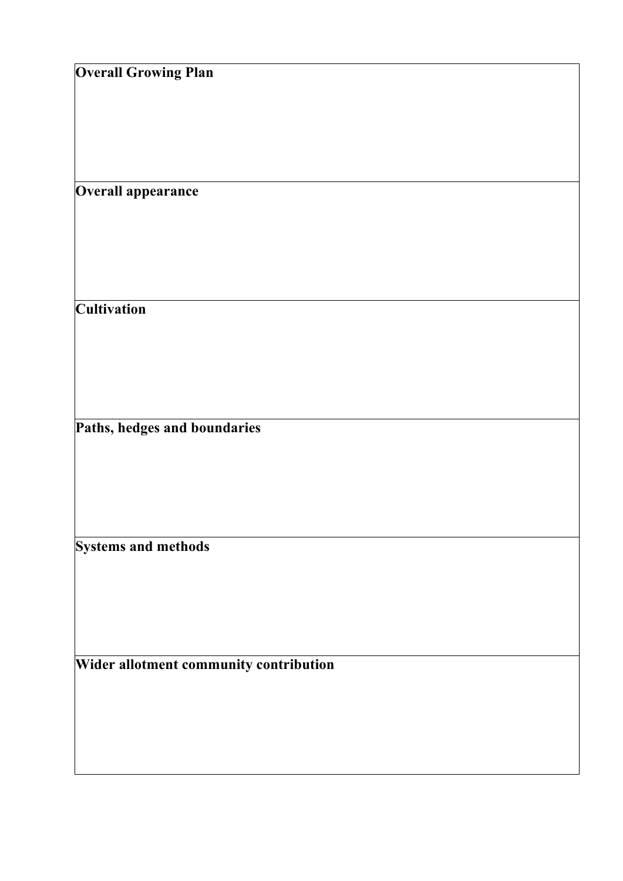| Overall Growing Plan |
| --- |
| |

| Overall appearance |
| --- |
| |

| Cultivation |
| --- |
| |

| Paths, hedges and boundaries |
| --- |
| |

| Systems and methods |
| --- |
| |

| Wider allotment community contribution |
| --- |
| |